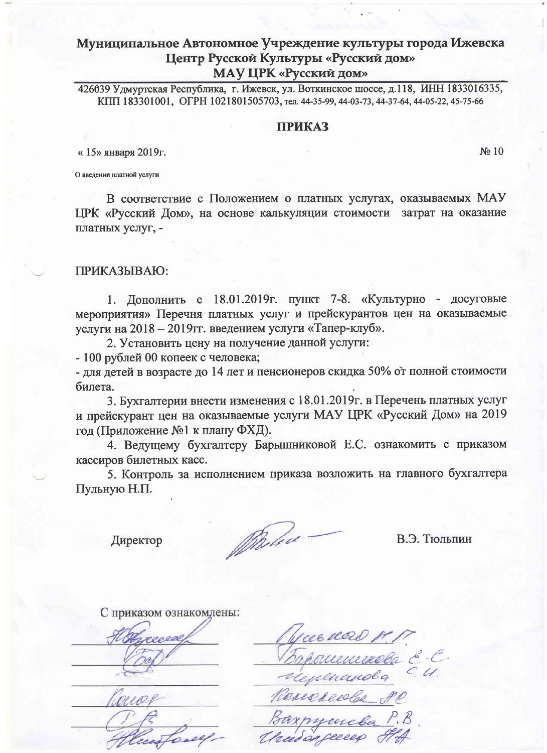**Муниципальное Автономное Учреждение культуры города Ижевска**
**Центр Русской Культуры «Русский дом»**
**МАУ ЦРК «Русский дом»**

426039 Удмуртская Республика, г. Ижевск, ул. Воткинское шоссе, д.118, ИНН 1833016335, КПП 183301001, ОГРН 1021801505703, тел. 44-35-99, 44-03-73, 44-37-64, 44-05-22, 45-75-66

## ПРИКАЗ

« 15» января 2019г. № 10

О введении платной услуги

В соответствие с Положением о платных услугах, оказываемых МАУ ЦРК «Русский Дом», на основе калькуляции стоимости затрат на оказание платных услуг, -

ПРИКАЗЫВАЮ:

1. Дополнить с 18.01.2019г. пункт 7-8. «Культурно - досуговые мероприятия» Перечня платных услуг и прейскурантов цен на оказываемые услуги на 2018 – 2019гг. введением услуги «Тапер-клуб».

2. Установить цену на получение данной услуги:

- 100 рублей 00 копеек с человека;
- для детей в возрасте до 14 лет и пенсионеров скидка 50% от полной стоимости билета.

3. Бухгалтерии внести изменения с 18.01.2019г. в Перечень платных услуг и прейскурант цен на оказываемые услуги МАУ ЦРК «Русский Дом» на 2019 год (Приложение №1 к плану ФХД).

4. Ведущему бухгалтеру Барышниковой Е.С. ознакомить с приказом кассиров билетных касс.

5. Контроль за исполнением приказа возложить на главного бухгалтера Пульную Н.П.

Директор В.Э. Тюльпин

С приказом ознакомлены:

Пульная Н.П.
Барышникова Е.С.
Черепанова С.И.
Колесова Л.С.
Вахрушева Р.В.
Чибандеева Н.А.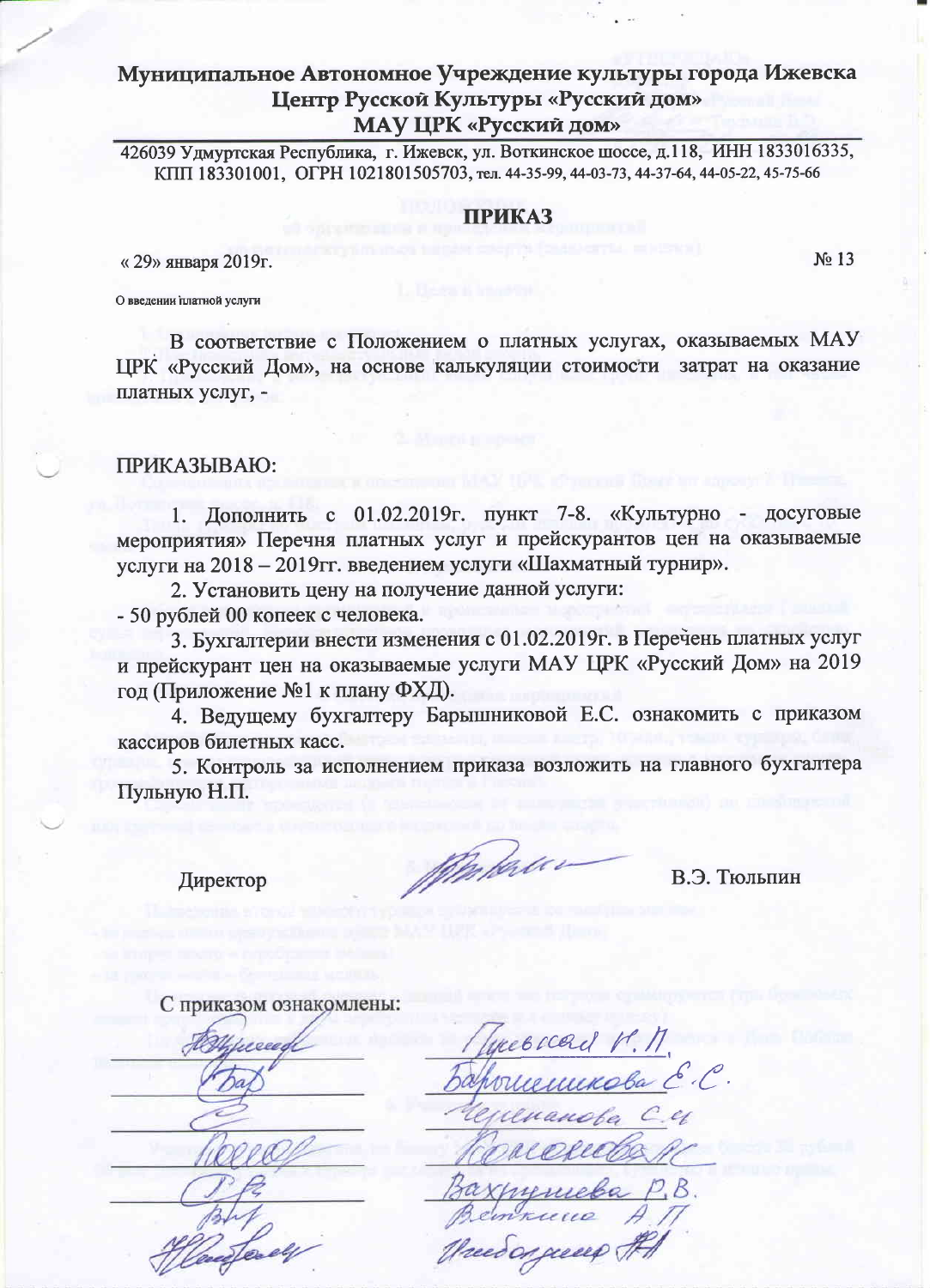# Муниципальное Автономное Учреждение культуры города Ижевска Центр Русской Культуры «Русский дом» МАУ ЦРК «Русский дом»

426039 Удмуртская Республика, г. Ижевск, ул. Воткинское шоссе, д.118, ИНН 1833016335, КПП 183301001, ОГРН 1021801505703, тел. 44-35-99, 44-03-73, 44-37-64, 44-05-22, 45-75-66

## ПРИКАЗ

« 29» января 2019г. № 13

О введении платной услуги

В соответствие с Положением о платных услугах, оказываемых МАУ ЦРК «Русский Дом», на основе калькуляции стоимости затрат на оказание платных услуг, -

ПРИКАЗЫВАЮ:

1. Дополнить с 01.02.2019г. пункт 7-8. «Культурно - досуговые мероприятия» Перечня платных услуг и прейскурантов цен на оказываемые услуги на 2018 – 2019гг. введением услуги «Шахматный турнир».
2. Установить цену на получение данной услуги:

- 50 рублей 00 копеек с человека.

3. Бухгалтерии внести изменения с 01.02.2019г. в Перечень платных услуг и прейскурант цен на оказываемые услуги МАУ ЦРК «Русский Дом» на 2019 год (Приложение №1 к плану ФХД).
4. Ведущему бухгалтеру Барышниковой Е.С. ознакомить с приказом кассиров билетных касс.
5. Контроль за исполнением приказа возложить на главного бухгалтера Пульную Н.П.

Директор В.Э. Тюльпин

С приказом ознакомлены:

Пульная Н.П.
Барышникова Е.С.
Черепанова С.И.
Волкова
Вахрушева Р.В.
Веткина А.П.
Шибанова И.И.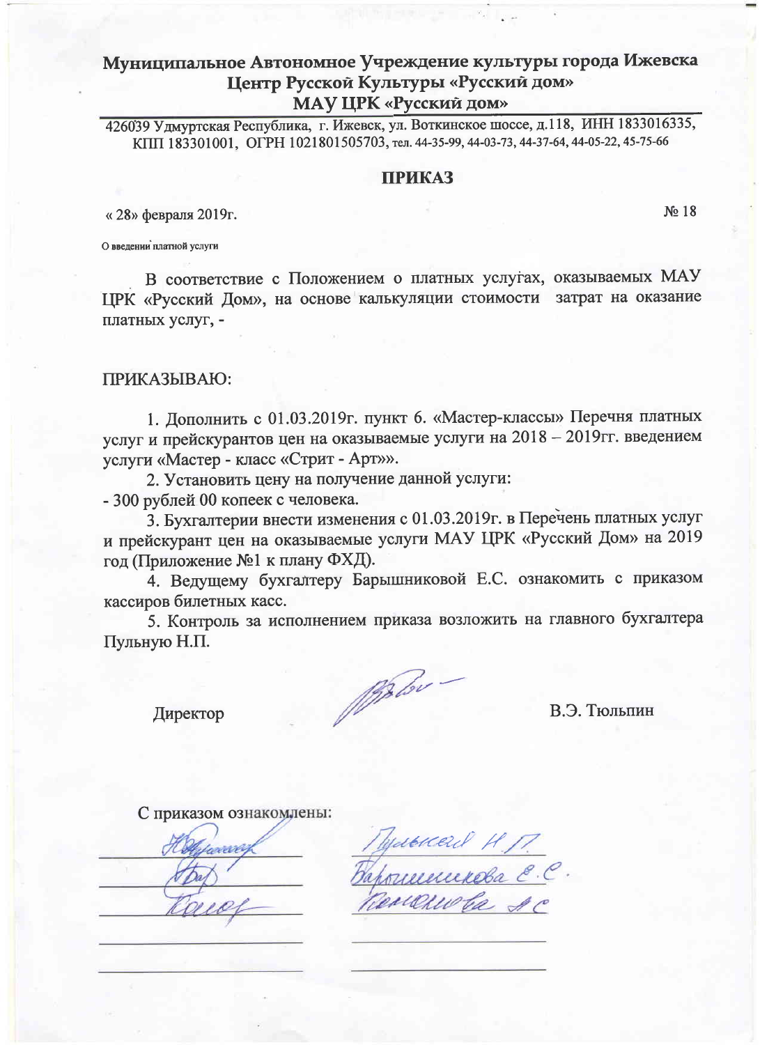**Муниципальное Автономное Учреждение культуры города Ижевска**
**Центр Русской Культуры «Русский дом»**
**МАУ ЦРК «Русский дом»**

426039 Удмуртская Республика, г. Ижевск, ул. Воткинское шоссе, д.118, ИНН 1833016335, КПП 183301001, ОГРН 1021801505703, тел. 44-35-99, 44-03-73, 44-37-64, 44-05-22, 45-75-66

# ПРИКАЗ

« 28» февраля 2019г. № 18

О введении платной услуги

В соответствие с Положением о платных услугах, оказываемых МАУ ЦРК «Русский Дом», на основе калькуляции стоимости затрат на оказание платных услуг, -

ПРИКАЗЫВАЮ:

1. Дополнить с 01.03.2019г. пункт 6. «Мастер-классы» Перечня платных услуг и прейскурантов цен на оказываемые услуги на 2018 – 2019гг. введением услуги «Мастер - класс «Стрит - Арт»».
2. Установить цену на получение данной услуги:
- 300 рублей 00 копеек с человека.
3. Бухгалтерии внести изменения с 01.03.2019г. в Перечень платных услуг и прейскурант цен на оказываемые услуги МАУ ЦРК «Русский Дом» на 2019 год (Приложение №1 к плану ФХД).
4. Ведущему бухгалтеру Барышниковой Е.С. ознакомить с приказом кассиров билетных касс.
5. Контроль за исполнением приказа возложить на главного бухгалтера Пульную Н.П.

Директор В.Э. Тюльпин

С приказом ознакомлены:

Пульная Н.П.
Барышникова Е.С.
Пелюшова А.С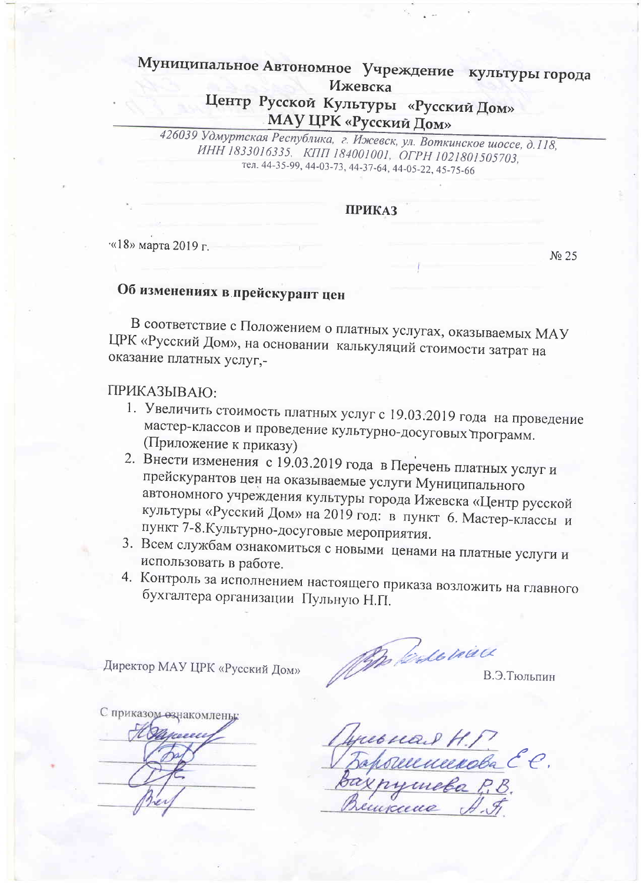# Муниципальное Автономное Учреждение культуры города Ижевска
# Центр Русской Культуры «Русский Дом»
# МАУ ЦРК «Русский Дом»

*426039 Удмуртская Республика, г. Ижевск, ул. Воткинское шоссе, д.118,*
*ИНН 1833016335. КПП 184001001, ОГРН 1021801505703,*
тел. 44-35-99, 44-03-73, 44-37-64, 44-05-22, 45-75-66

**ПРИКАЗ**

«18» марта 2019 г. № 25

## Об изменениях в прейскурант цен

В соответствие с Положением о платных услугах, оказываемых МАУ ЦРК «Русский Дом», на основании калькуляций стоимости затрат на оказание платных услуг,-

ПРИКАЗЫВАЮ:

1. Увеличить стоимость платных услуг с 19.03.2019 года на проведение мастер-классов и проведение культурно-досуговых программ. (Приложение к приказу)
2. Внести изменения с 19.03.2019 года в Перечень платных услуг и прейскурантов цен на оказываемые услуги Муниципального автономного учреждения культуры города Ижевска «Центр русской культуры «Русский Дом» на 2019 год: в пункт 6. Мастер-классы и пункт 7-8.Культурно-досуговые мероприятия.
3. Всем службам ознакомиться с новыми ценами на платные услуги и использовать в работе.
4. Контроль за исполнением настоящего приказа возложить на главного бухгалтера организации Пульную Н.П.

Директор МАУ ЦРК «Русский Дом» В.Э.Тюльпин

С приказом ознакомлены:

Пульная Н.П.
Барышникова Е.С.
Вахрушева Р.В.
Вешкина А.Л.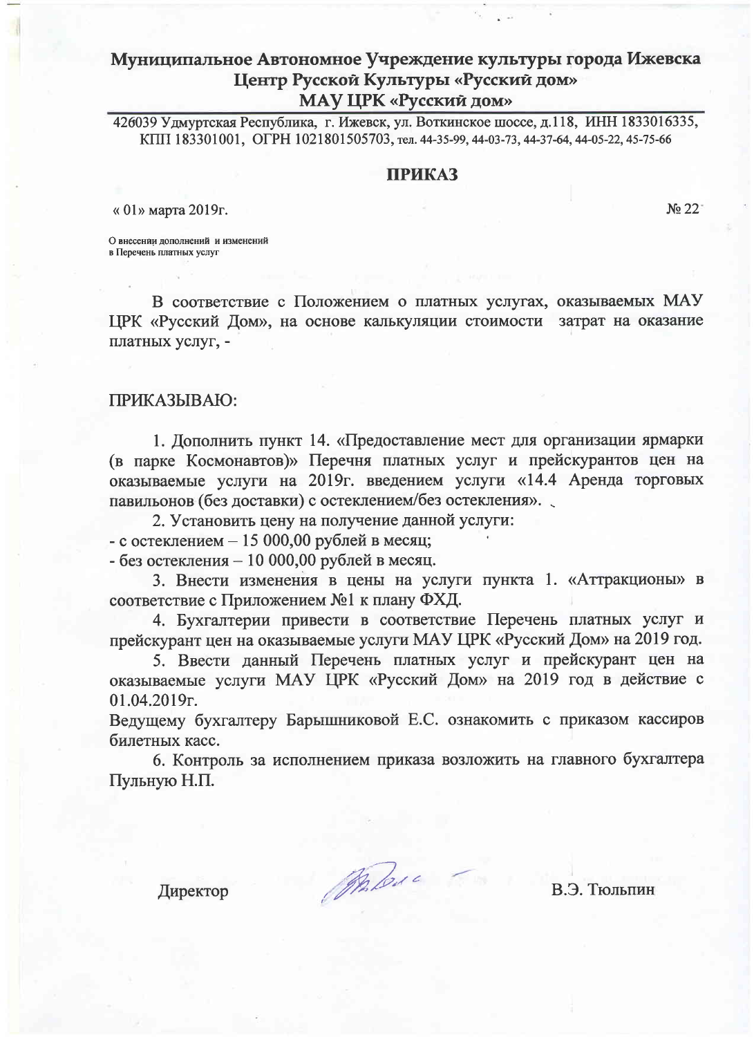**Муниципальное Автономное Учреждение культуры города Ижевска**
**Центр Русской Культуры «Русский дом»**
**МАУ ЦРК «Русский дом»**

426039 Удмуртская Республика, г. Ижевск, ул. Воткинское шоссе, д.118, ИНН 1833016335, КПП 183301001, ОГРН 1021801505703, тел. 44-35-99, 44-03-73, 44-37-64, 44-05-22, 45-75-66

# ПРИКАЗ

« 01» марта 2019г. № 22

О внесении дополнений и изменений
в Перечень платных услуг

В соответствие с Положением о платных услугах, оказываемых МАУ ЦРК «Русский Дом», на основе калькуляции стоимости затрат на оказание платных услуг, -

ПРИКАЗЫВАЮ:

1. Дополнить пункт 14. «Предоставление мест для организации ярмарки (в парке Космонавтов)» Перечня платных услуг и прейскурантов цен на оказываемые услуги на 2019г. введением услуги «14.4 Аренда торговых павильонов (без доставки) с остеклением/без остекления».

2. Установить цену на получение данной услуги:
- с остеклением – 15 000,00 рублей в месяц;
- без остекления – 10 000,00 рублей в месяц.

3. Внести изменения в цены на услуги пункта 1. «Аттракционы» в соответствие с Приложением №1 к плану ФХД.

4. Бухгалтерии привести в соответствие Перечень платных услуг и прейскурант цен на оказываемые услуги МАУ ЦРК «Русский Дом» на 2019 год.

5. Ввести данный Перечень платных услуг и прейскурант цен на оказываемые услуги МАУ ЦРК «Русский Дом» на 2019 год в действие с 01.04.2019г.
Ведущему бухгалтеру Барышниковой Е.С. ознакомить с приказом кассиров билетных касс.

6. Контроль за исполнением приказа возложить на главного бухгалтера Пульную Н.П.

Директор В.Э. Тюльпин